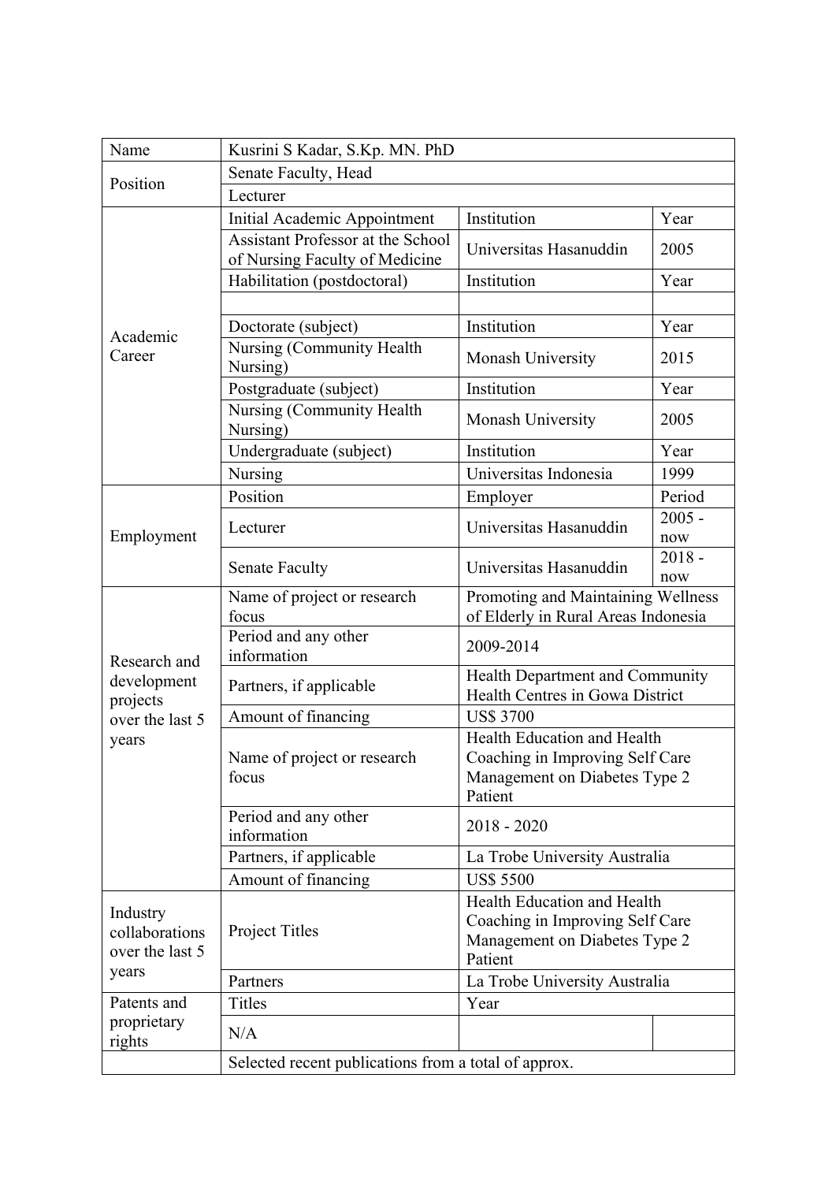| Name | Kusrini S Kadar, S.Kp. MN. PhD | | |
|---|---|---|---|
| Position | Senate Faculty, Head | | |
| | Lecturer | | |
| Academic Career | Initial Academic Appointment | Institution | Year |
| | Assistant Professor at the School of Nursing Faculty of Medicine | Universitas Hasanuddin | 2005 |
| | Habilitation (postdoctoral) | Institution | Year |
| | | | |
| | Doctorate (subject) | Institution | Year |
| | Nursing (Community Health Nursing) | Monash University | 2015 |
| | Postgraduate (subject) | Institution | Year |
| | Nursing (Community Health Nursing) | Monash University | 2005 |
| | Undergraduate (subject) | Institution | Year |
| | Nursing | Universitas Indonesia | 1999 |
| Employment | Position | Employer | Period |
| | Lecturer | Universitas Hasanuddin | 2005 - now |
| | Senate Faculty | Universitas Hasanuddin | 2018 - now |
| Research and development projects over the last 5 years | Name of project or research focus | Promoting and Maintaining Wellness of Elderly in Rural Areas Indonesia | |
| | Period and any other information | 2009-2014 | |
| | Partners, if applicable | Health Department and Community Health Centres in Gowa District | |
| | Amount of financing | US$ 3700 | |
| | Name of project or research focus | Health Education and Health Coaching in Improving Self Care Management on Diabetes Type 2 Patient | |
| | Period and any other information | 2018 - 2020 | |
| | Partners, if applicable | La Trobe University Australia | |
| | Amount of financing | US$ 5500 | |
| Industry collaborations over the last 5 years | Project Titles | Health Education and Health Coaching in Improving Self Care Management on Diabetes Type 2 Patient | |
| | Partners | La Trobe University Australia | |
| Patents and proprietary rights | Titles | Year | |
| | N/A | | |
| | Selected recent publications from a total of approx. | | |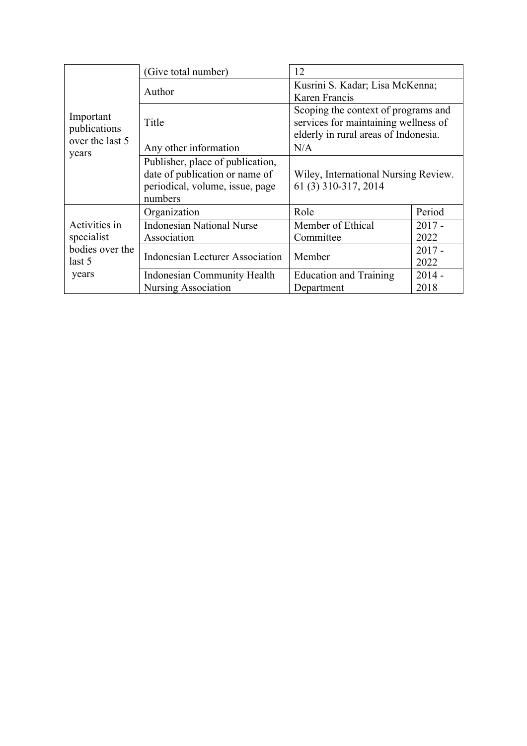| | | | |
|---|---|---|---|
| Important publications over the last 5 years | (Give total number) | 12 | |
| | Author | Kusrini S. Kadar; Lisa McKenna; Karen Francis | |
| | Title | Scoping the context of programs and services for maintaining wellness of elderly in rural areas of Indonesia. | |
| | Any other information | N/A | |
| | Publisher, place of publication, date of publication or name of periodical, volume, issue, page numbers | Wiley, International Nursing Review. 61 (3) 310-317, 2014 | |
| Activities in specialist bodies over the last 5 years | Organization | Role | Period |
| | Indonesian National Nurse Association | Member of Ethical Committee | 2017 - 2022 |
| | Indonesian Lecturer Association | Member | 2017 - 2022 |
| | Indonesian Community Health Nursing Association | Education and Training Department | 2014 - 2018 |